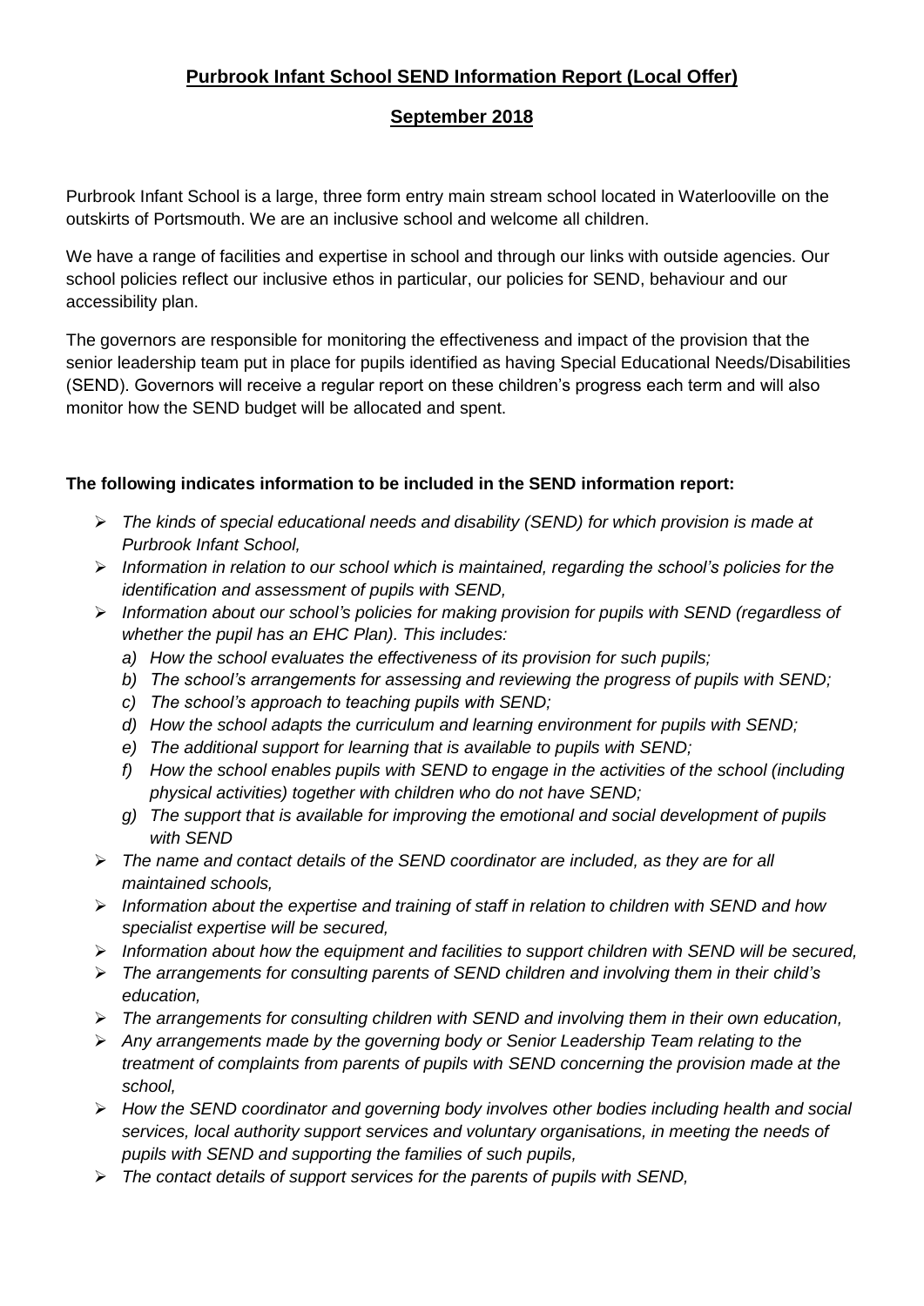# **Purbrook Infant School SEND Information Report (Local Offer)**

## **September 2018**

Purbrook Infant School is a large, three form entry main stream school located in Waterlooville on the outskirts of Portsmouth. We are an inclusive school and welcome all children.

We have a range of facilities and expertise in school and through our links with outside agencies. Our school policies reflect our inclusive ethos in particular, our policies for SEND, behaviour and our accessibility plan.

The governors are responsible for monitoring the effectiveness and impact of the provision that the senior leadership team put in place for pupils identified as having Special Educational Needs/Disabilities (SEND). Governors will receive a regular report on these children's progress each term and will also monitor how the SEND budget will be allocated and spent.

**The following indicates information to be included in the SEND information report:**

- *The kinds of special educational needs and disability (SEND) for which provision is made at Purbrook Infant School,*
- *Information in relation to our school which is maintained, regarding the school's policies for the identification and assessment of pupils with SEND,*
- *Information about our school's policies for making provision for pupils with SEND (regardless of whether the pupil has an EHC Plan). This includes:*
  - *a) How the school evaluates the effectiveness of its provision for such pupils;*
  - *b) The school's arrangements for assessing and reviewing the progress of pupils with SEND;*
  - *c) The school's approach to teaching pupils with SEND;*
  - *d) How the school adapts the curriculum and learning environment for pupils with SEND;*
  - *e) The additional support for learning that is available to pupils with SEND;*
  - *f) How the school enables pupils with SEND to engage in the activities of the school (including physical activities) together with children who do not have SEND;*
  - *g) The support that is available for improving the emotional and social development of pupils with SEND*
- *The name and contact details of the SEND coordinator are included, as they are for all maintained schools,*
- *Information about the expertise and training of staff in relation to children with SEND and how specialist expertise will be secured,*
- *Information about how the equipment and facilities to support children with SEND will be secured,*
- *The arrangements for consulting parents of SEND children and involving them in their child's education,*
- *The arrangements for consulting children with SEND and involving them in their own education,*
- *Any arrangements made by the governing body or Senior Leadership Team relating to the treatment of complaints from parents of pupils with SEND concerning the provision made at the school,*
- *How the SEND coordinator and governing body involves other bodies including health and social services, local authority support services and voluntary organisations, in meeting the needs of pupils with SEND and supporting the families of such pupils,*
- *The contact details of support services for the parents of pupils with SEND,*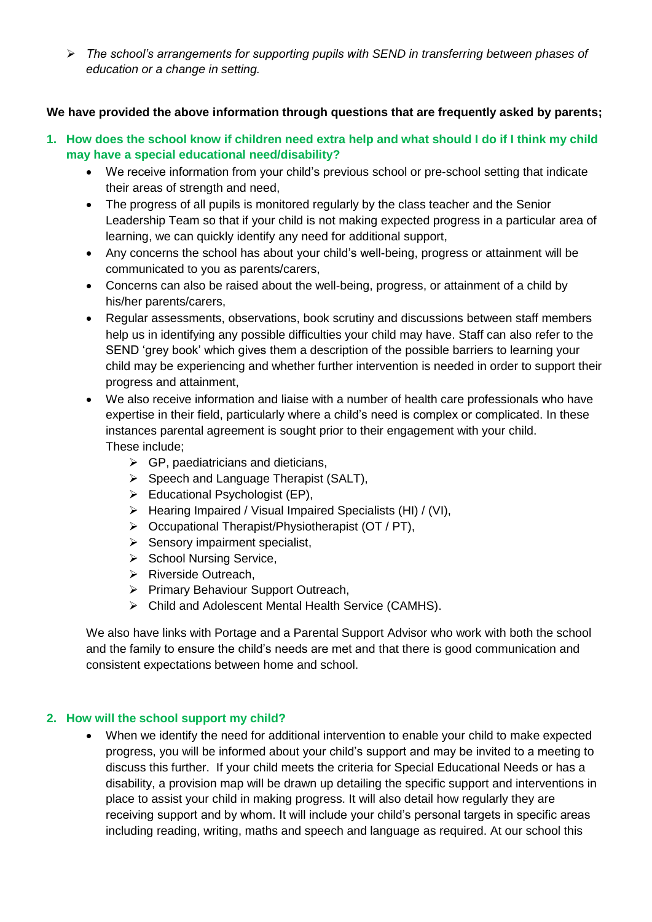- *The school's arrangements for supporting pupils with SEND in transferring between phases of education or a change in setting.*

**We have provided the above information through questions that are frequently asked by parents;**

1. **How does the school know if children need extra help and what should I do if I think my child may have a special educational need/disability?**
   - We receive information from your child's previous school or pre-school setting that indicate their areas of strength and need,
   - The progress of all pupils is monitored regularly by the class teacher and the Senior Leadership Team so that if your child is not making expected progress in a particular area of learning, we can quickly identify any need for additional support,
   - Any concerns the school has about your child's well-being, progress or attainment will be communicated to you as parents/carers,
   - Concerns can also be raised about the well-being, progress, or attainment of a child by his/her parents/carers,
   - Regular assessments, observations, book scrutiny and discussions between staff members help us in identifying any possible difficulties your child may have. Staff can also refer to the SEND 'grey book' which gives them a description of the possible barriers to learning your child may be experiencing and whether further intervention is needed in order to support their progress and attainment,
   - We also receive information and liaise with a number of health care professionals who have expertise in their field, particularly where a child's need is complex or complicated. In these instances parental agreement is sought prior to their engagement with your child. These include;
     - GP, paediatricians and dieticians,
     - Speech and Language Therapist (SALT),
     - Educational Psychologist (EP),
     - Hearing Impaired / Visual Impaired Specialists (HI) / (VI),
     - Occupational Therapist/Physiotherapist (OT / PT),
     - Sensory impairment specialist,
     - School Nursing Service,
     - Riverside Outreach,
     - Primary Behaviour Support Outreach,
     - Child and Adolescent Mental Health Service (CAMHS).

   We also have links with Portage and a Parental Support Advisor who work with both the school and the family to ensure the child's needs are met and that there is good communication and consistent expectations between home and school.

2. **How will the school support my child?**
   - When we identify the need for additional intervention to enable your child to make expected progress, you will be informed about your child's support and may be invited to a meeting to discuss this further. If your child meets the criteria for Special Educational Needs or has a disability, a provision map will be drawn up detailing the specific support and interventions in place to assist your child in making progress. It will also detail how regularly they are receiving support and by whom. It will include your child's personal targets in specific areas including reading, writing, maths and speech and language as required. At our school this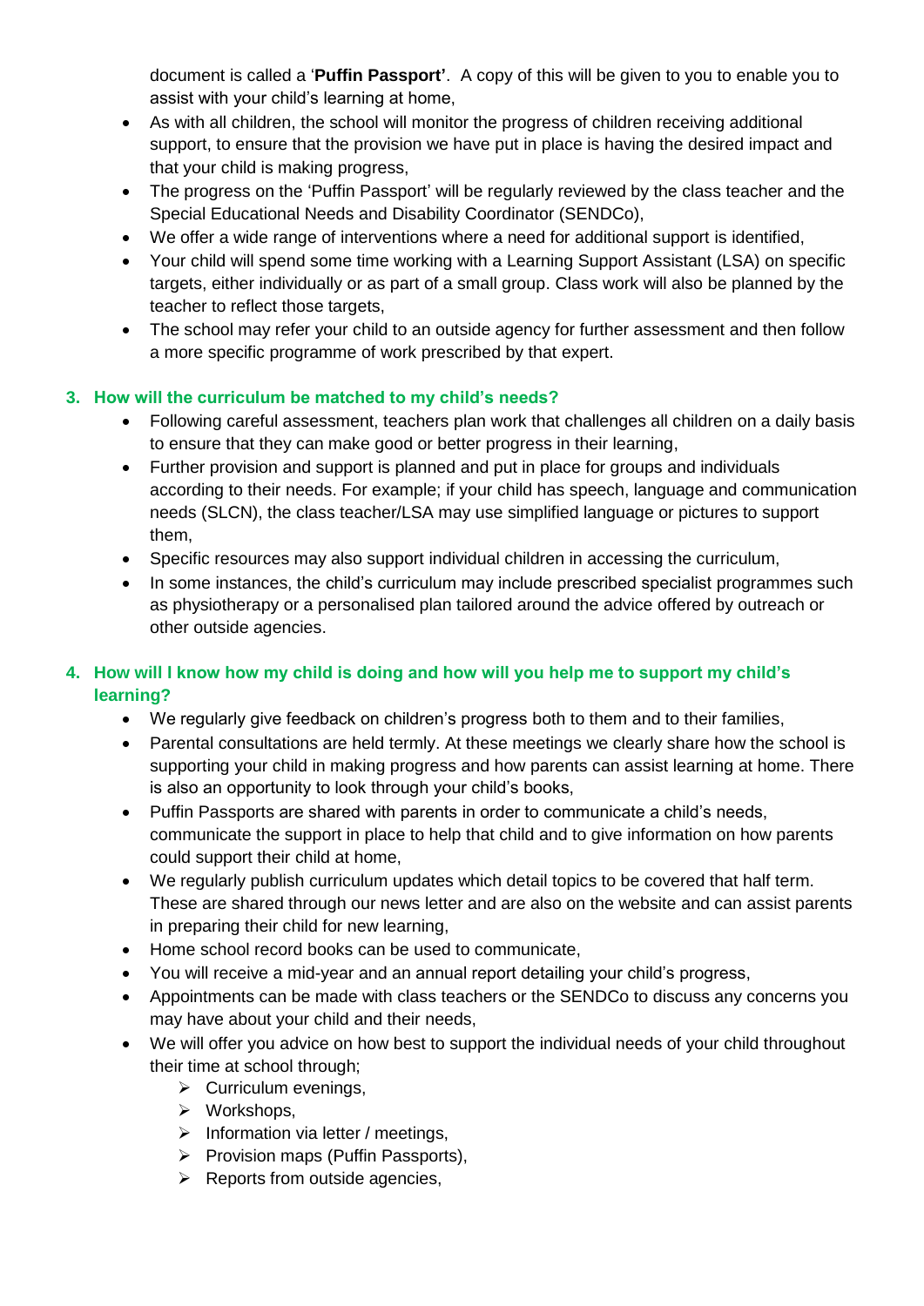document is called a '**Puffin Passport'**. A copy of this will be given to you to enable you to assist with your child's learning at home,

- As with all children, the school will monitor the progress of children receiving additional support, to ensure that the provision we have put in place is having the desired impact and that your child is making progress,
- The progress on the 'Puffin Passport' will be regularly reviewed by the class teacher and the Special Educational Needs and Disability Coordinator (SENDCo),
- We offer a wide range of interventions where a need for additional support is identified,
- Your child will spend some time working with a Learning Support Assistant (LSA) on specific targets, either individually or as part of a small group. Class work will also be planned by the teacher to reflect those targets,
- The school may refer your child to an outside agency for further assessment and then follow a more specific programme of work prescribed by that expert.

### 3. How will the curriculum be matched to my child's needs?

- Following careful assessment, teachers plan work that challenges all children on a daily basis to ensure that they can make good or better progress in their learning,
- Further provision and support is planned and put in place for groups and individuals according to their needs. For example; if your child has speech, language and communication needs (SLCN), the class teacher/LSA may use simplified language or pictures to support them,
- Specific resources may also support individual children in accessing the curriculum,
- In some instances, the child's curriculum may include prescribed specialist programmes such as physiotherapy or a personalised plan tailored around the advice offered by outreach or other outside agencies.

### 4. How will I know how my child is doing and how will you help me to support my child's learning?

- We regularly give feedback on children's progress both to them and to their families,
- Parental consultations are held termly. At these meetings we clearly share how the school is supporting your child in making progress and how parents can assist learning at home. There is also an opportunity to look through your child's books,
- Puffin Passports are shared with parents in order to communicate a child's needs, communicate the support in place to help that child and to give information on how parents could support their child at home,
- We regularly publish curriculum updates which detail topics to be covered that half term. These are shared through our news letter and are also on the website and can assist parents in preparing their child for new learning,
- Home school record books can be used to communicate,
- You will receive a mid-year and an annual report detailing your child's progress,
- Appointments can be made with class teachers or the SENDCo to discuss any concerns you may have about your child and their needs,
- We will offer you advice on how best to support the individual needs of your child throughout their time at school through;
  - Curriculum evenings,
  - Workshops,
  - Information via letter / meetings,
  - Provision maps (Puffin Passports),
  - Reports from outside agencies,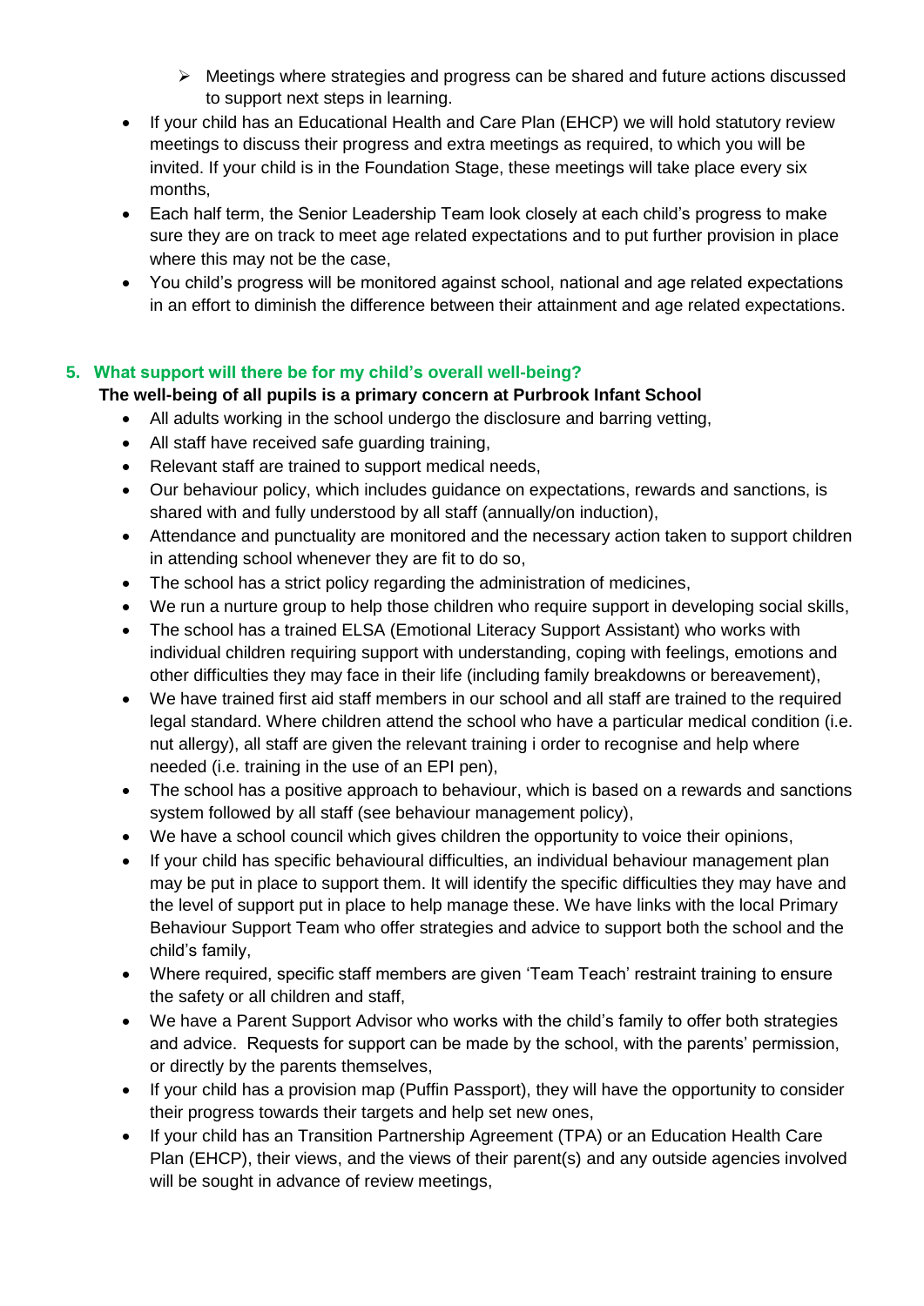- Meetings where strategies and progress can be shared and future actions discussed to support next steps in learning.
- If your child has an Educational Health and Care Plan (EHCP) we will hold statutory review meetings to discuss their progress and extra meetings as required, to which you will be invited. If your child is in the Foundation Stage, these meetings will take place every six months,
- Each half term, the Senior Leadership Team look closely at each child's progress to make sure they are on track to meet age related expectations and to put further provision in place where this may not be the case,
- You child's progress will be monitored against school, national and age related expectations in an effort to diminish the difference between their attainment and age related expectations.

## 5. What support will there be for my child's overall well-being?

**The well-being of all pupils is a primary concern at Purbrook Infant School**

- All adults working in the school undergo the disclosure and barring vetting,
- All staff have received safe guarding training,
- Relevant staff are trained to support medical needs,
- Our behaviour policy, which includes guidance on expectations, rewards and sanctions, is shared with and fully understood by all staff (annually/on induction),
- Attendance and punctuality are monitored and the necessary action taken to support children in attending school whenever they are fit to do so,
- The school has a strict policy regarding the administration of medicines,
- We run a nurture group to help those children who require support in developing social skills,
- The school has a trained ELSA (Emotional Literacy Support Assistant) who works with individual children requiring support with understanding, coping with feelings, emotions and other difficulties they may face in their life (including family breakdowns or bereavement),
- We have trained first aid staff members in our school and all staff are trained to the required legal standard. Where children attend the school who have a particular medical condition (i.e. nut allergy), all staff are given the relevant training i order to recognise and help where needed (i.e. training in the use of an EPI pen),
- The school has a positive approach to behaviour, which is based on a rewards and sanctions system followed by all staff (see behaviour management policy),
- We have a school council which gives children the opportunity to voice their opinions,
- If your child has specific behavioural difficulties, an individual behaviour management plan may be put in place to support them. It will identify the specific difficulties they may have and the level of support put in place to help manage these. We have links with the local Primary Behaviour Support Team who offer strategies and advice to support both the school and the child's family,
- Where required, specific staff members are given 'Team Teach' restraint training to ensure the safety or all children and staff,
- We have a Parent Support Advisor who works with the child's family to offer both strategies and advice. Requests for support can be made by the school, with the parents' permission, or directly by the parents themselves,
- If your child has a provision map (Puffin Passport), they will have the opportunity to consider their progress towards their targets and help set new ones,
- If your child has an Transition Partnership Agreement (TPA) or an Education Health Care Plan (EHCP), their views, and the views of their parent(s) and any outside agencies involved will be sought in advance of review meetings,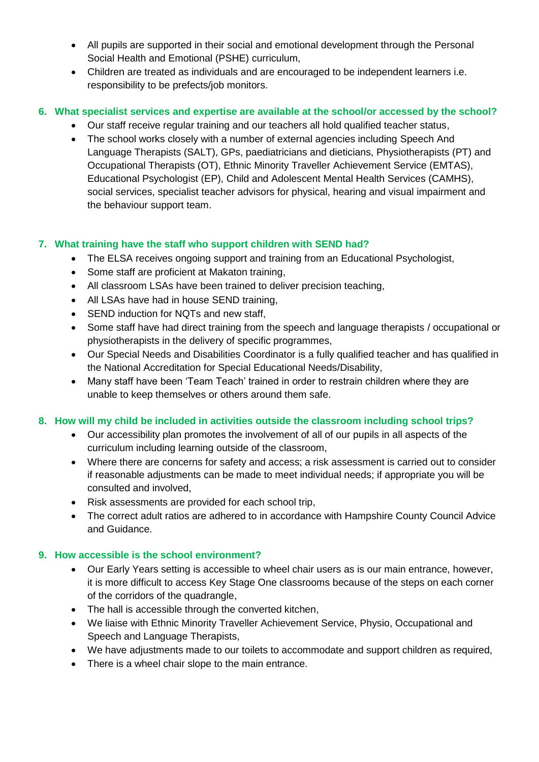- All pupils are supported in their social and emotional development through the Personal Social Health and Emotional (PSHE) curriculum,
- Children are treated as individuals and are encouraged to be independent learners i.e. responsibility to be prefects/job monitors.

### 6. What specialist services and expertise are available at the school/or accessed by the school?

- Our staff receive regular training and our teachers all hold qualified teacher status,
- The school works closely with a number of external agencies including Speech And Language Therapists (SALT), GPs, paediatricians and dieticians, Physiotherapists (PT) and Occupational Therapists (OT), Ethnic Minority Traveller Achievement Service (EMTAS), Educational Psychologist (EP), Child and Adolescent Mental Health Services (CAMHS), social services, specialist teacher advisors for physical, hearing and visual impairment and the behaviour support team.

### 7. What training have the staff who support children with SEND had?

- The ELSA receives ongoing support and training from an Educational Psychologist,
- Some staff are proficient at Makaton training,
- All classroom LSAs have been trained to deliver precision teaching,
- All LSAs have had in house SEND training,
- SEND induction for NQTs and new staff,
- Some staff have had direct training from the speech and language therapists / occupational or physiotherapists in the delivery of specific programmes,
- Our Special Needs and Disabilities Coordinator is a fully qualified teacher and has qualified in the National Accreditation for Special Educational Needs/Disability,
- Many staff have been 'Team Teach' trained in order to restrain children where they are unable to keep themselves or others around them safe.

### 8. How will my child be included in activities outside the classroom including school trips?

- Our accessibility plan promotes the involvement of all of our pupils in all aspects of the curriculum including learning outside of the classroom,
- Where there are concerns for safety and access; a risk assessment is carried out to consider if reasonable adjustments can be made to meet individual needs; if appropriate you will be consulted and involved,
- Risk assessments are provided for each school trip,
- The correct adult ratios are adhered to in accordance with Hampshire County Council Advice and Guidance.

### 9. How accessible is the school environment?

- Our Early Years setting is accessible to wheel chair users as is our main entrance, however, it is more difficult to access Key Stage One classrooms because of the steps on each corner of the corridors of the quadrangle,
- The hall is accessible through the converted kitchen,
- We liaise with Ethnic Minority Traveller Achievement Service, Physio, Occupational and Speech and Language Therapists,
- We have adjustments made to our toilets to accommodate and support children as required,
- There is a wheel chair slope to the main entrance.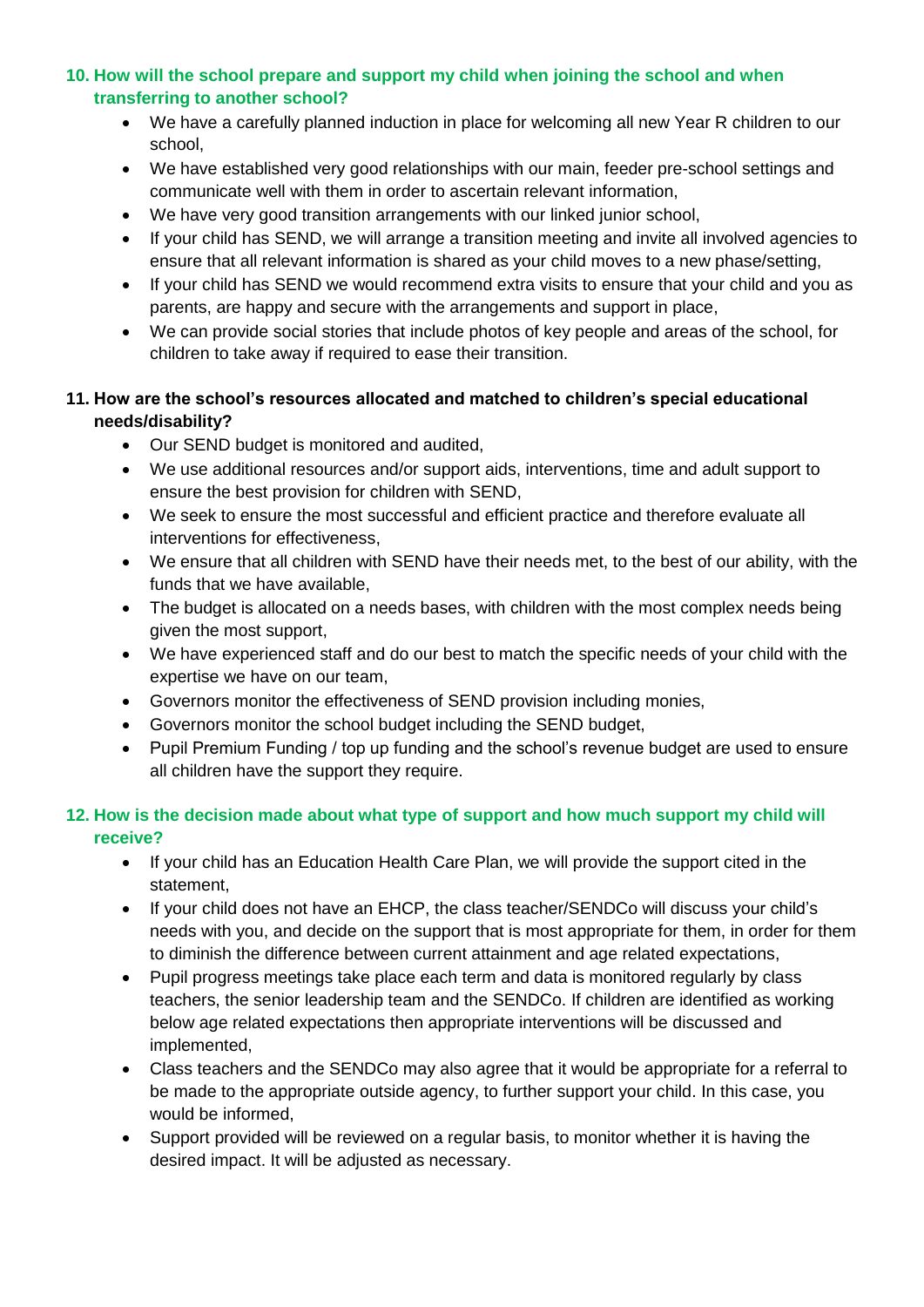### 10. How will the school prepare and support my child when joining the school and when transferring to another school?

- We have a carefully planned induction in place for welcoming all new Year R children to our school,
- We have established very good relationships with our main, feeder pre-school settings and communicate well with them in order to ascertain relevant information,
- We have very good transition arrangements with our linked junior school,
- If your child has SEND, we will arrange a transition meeting and invite all involved agencies to ensure that all relevant information is shared as your child moves to a new phase/setting,
- If your child has SEND we would recommend extra visits to ensure that your child and you as parents, are happy and secure with the arrangements and support in place,
- We can provide social stories that include photos of key people and areas of the school, for children to take away if required to ease their transition.

### 11. How are the school's resources allocated and matched to children's special educational needs/disability?

- Our SEND budget is monitored and audited,
- We use additional resources and/or support aids, interventions, time and adult support to ensure the best provision for children with SEND,
- We seek to ensure the most successful and efficient practice and therefore evaluate all interventions for effectiveness,
- We ensure that all children with SEND have their needs met, to the best of our ability, with the funds that we have available,
- The budget is allocated on a needs bases, with children with the most complex needs being given the most support,
- We have experienced staff and do our best to match the specific needs of your child with the expertise we have on our team,
- Governors monitor the effectiveness of SEND provision including monies,
- Governors monitor the school budget including the SEND budget,
- Pupil Premium Funding / top up funding and the school's revenue budget are used to ensure all children have the support they require.

### 12. How is the decision made about what type of support and how much support my child will receive?

- If your child has an Education Health Care Plan, we will provide the support cited in the statement,
- If your child does not have an EHCP, the class teacher/SENDCo will discuss your child's needs with you, and decide on the support that is most appropriate for them, in order for them to diminish the difference between current attainment and age related expectations,
- Pupil progress meetings take place each term and data is monitored regularly by class teachers, the senior leadership team and the SENDCo. If children are identified as working below age related expectations then appropriate interventions will be discussed and implemented,
- Class teachers and the SENDCo may also agree that it would be appropriate for a referral to be made to the appropriate outside agency, to further support your child. In this case, you would be informed,
- Support provided will be reviewed on a regular basis, to monitor whether it is having the desired impact. It will be adjusted as necessary.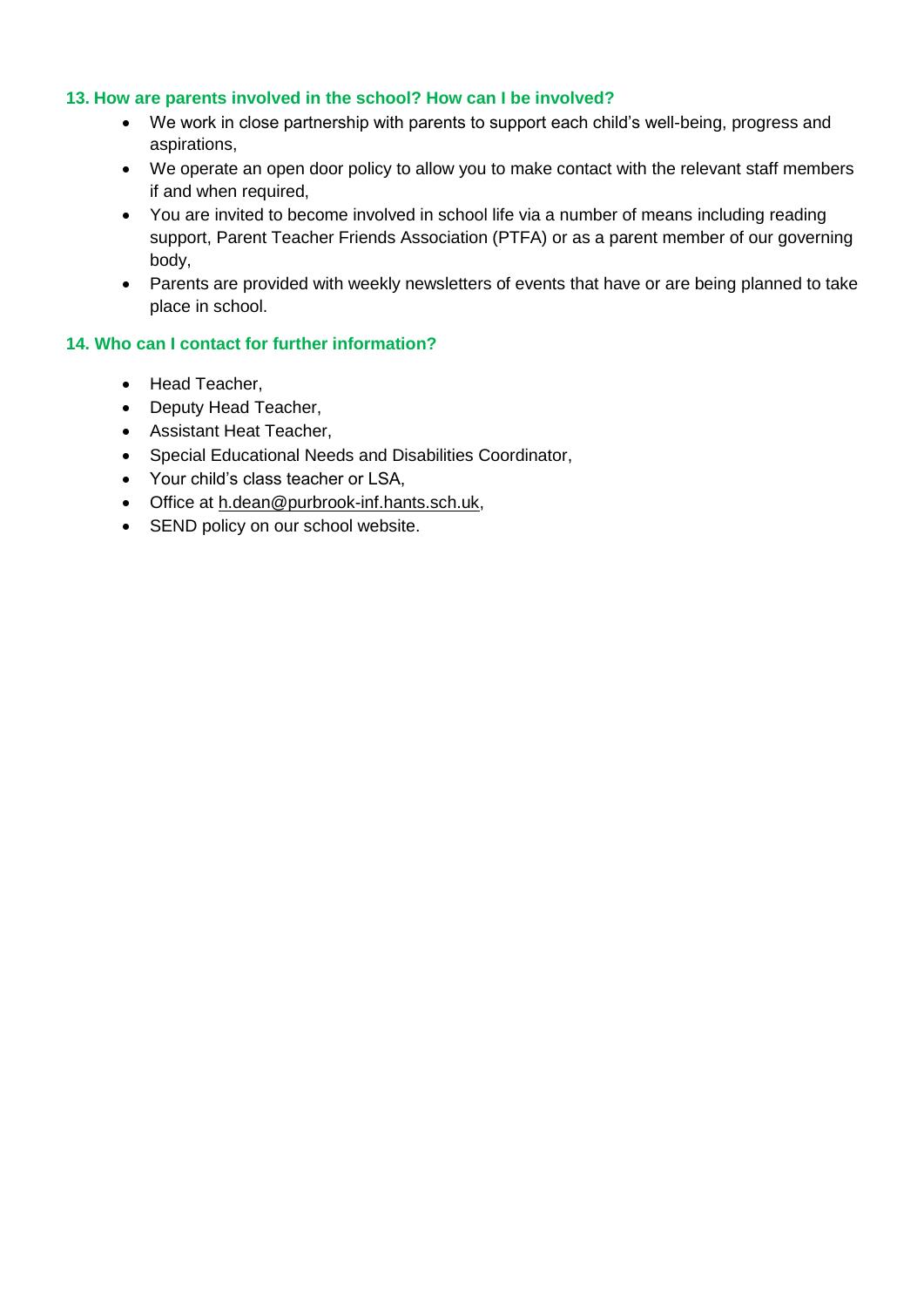#### 13. How are parents involved in the school? How can I be involved?

- We work in close partnership with parents to support each child's well-being, progress and aspirations,
- We operate an open door policy to allow you to make contact with the relevant staff members if and when required,
- You are invited to become involved in school life via a number of means including reading support, Parent Teacher Friends Association (PTFA) or as a parent member of our governing body,
- Parents are provided with weekly newsletters of events that have or are being planned to take place in school.

#### 14. Who can I contact for further information?

- Head Teacher,
- Deputy Head Teacher,
- Assistant Heat Teacher,
- Special Educational Needs and Disabilities Coordinator,
- Your child's class teacher or LSA,
- Office at h.dean@purbrook-inf.hants.sch.uk,
- SEND policy on our school website.